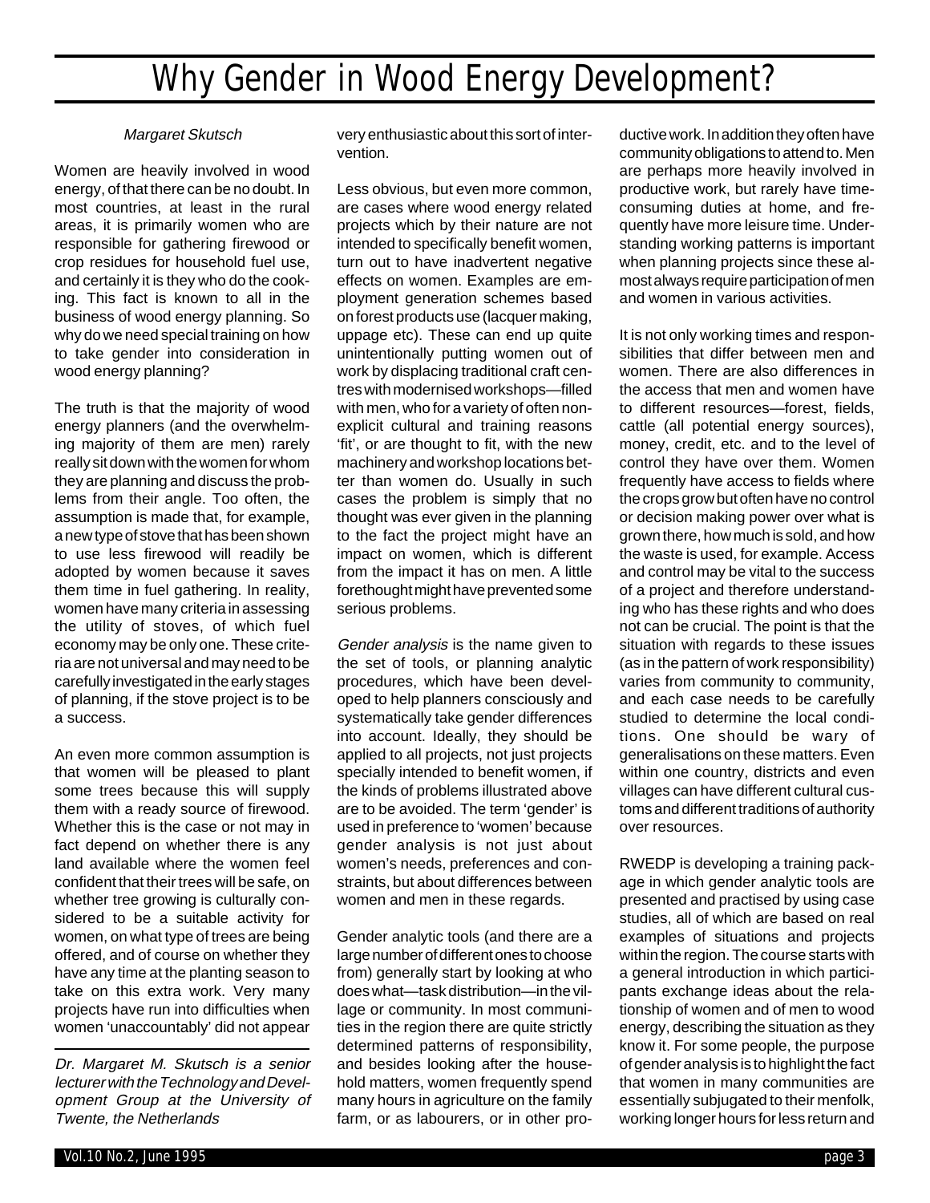# Why Gender in Wood Energy Development?

*Margaret Skutsch*

Women are heavily involved in wood energy, of that there can be no doubt. In most countries, at least in the rural areas, it is primarily women who are responsible for gathering firewood or crop residues for household fuel use, and certainly it is they who do the cooking. This fact is known to all in the business of wood energy planning. So why do we need special training on how to take gender into consideration in wood energy planning?

The truth is that the majority of wood energy planners (and the overwhelming majority of them are men) rarely really sit down with the women for whom they are planning and discuss the problems from their angle. Too often, the assumption is made that, for example, a new type of stove that has been shown to use less firewood will readily be adopted by women because it saves them time in fuel gathering. In reality, women have many criteria in assessing the utility of stoves, of which fuel economy may be only one. These criteria are not universal and may need to be carefully investigated in the early stages of planning, if the stove project is to be a success.

An even more common assumption is that women will be pleased to plant some trees because this will supply them with a ready source of firewood. Whether this is the case or not may in fact depend on whether there is any land available where the women feel confident that their trees will be safe, on whether tree growing is culturally considered to be a suitable activity for women, on what type of trees are being offered, and of course on whether they have any time at the planting season to take on this extra work. Very many projects have run into difficulties when women 'unaccountably' did not appear very enthusiastic about this sort of intervention.

*Dr. Margaret M. Skutsch is a senior lecturer with the Technology and Development Group at the University of Twente, the Netherlands*

Less obvious, but even more common, are cases where wood energy related projects which by their nature are not intended to specifically benefit women, turn out to have inadvertent negative effects on women. Examples are employment generation schemes based on forest products use (lacquer making, uppage etc). These can end up quite unintentionally putting women out of work by displacing traditional craft centres with modernised workshops—filled with men, who for a variety of often non-explicit cultural and training reasons 'fit', or are thought to fit, with the new machinery and workshop locations better than women do. Usually in such cases the problem is simply that no thought was ever given in the planning to the fact the project might have an impact on women, which is different from the impact it has on men. A little forethought might have prevented some serious problems.

*Gender analysis* is the name given to the set of tools, or planning analytic procedures, which have been developed to help planners consciously and systematically take gender differences into account. Ideally, they should be applied to all projects, not just projects specially intended to benefit women, if the kinds of problems illustrated above are to be avoided. The term 'gender' is used in preference to 'women' because gender analysis is not just about women's needs, preferences and constraints, but about differences between women and men in these regards.

Gender analytic tools (and there are a large number of different ones to choose from) generally start by looking at who does what—task distribution—in the village or community. In most communities in the region there are quite strictly determined patterns of responsibility, and besides looking after the household matters, women frequently spend many hours in agriculture on the family farm, or as labourers, or in other productive work. In addition they often have community obligations to attend to. Men are perhaps more heavily involved in productive work, but rarely have time-consuming duties at home, and frequently have more leisure time. Understanding working patterns is important when planning projects since these almost always require participation of men and women in various activities.

It is not only working times and responsibilities that differ between men and women. There are also differences in the access that men and women have to different resources—forest, fields, cattle (all potential energy sources), money, credit, etc. and to the level of control they have over them. Women frequently have access to fields where the crops grow but often have no control or decision making power over what is grown there, how much is sold, and how the waste is used, for example. Access and control may be vital to the success of a project and therefore understanding who has these rights and who does not can be crucial. The point is that the situation with regards to these issues (as in the pattern of work responsibility) varies from community to community, and each case needs to be carefully studied to determine the local conditions. One should be wary of generalisations on these matters. Even within one country, districts and even villages can have different cultural customs and different traditions of authority over resources.

RWEDP is developing a training package in which gender analytic tools are presented and practised by using case studies, all of which are based on real examples of situations and projects within the region. The course starts with a general introduction in which participants exchange ideas about the relationship of women and of men to wood energy, describing the situation as they know it. For some people, the purpose of gender analysis is to highlight the fact that women in many communities are essentially subjugated to their menfolk, working longer hours for less return and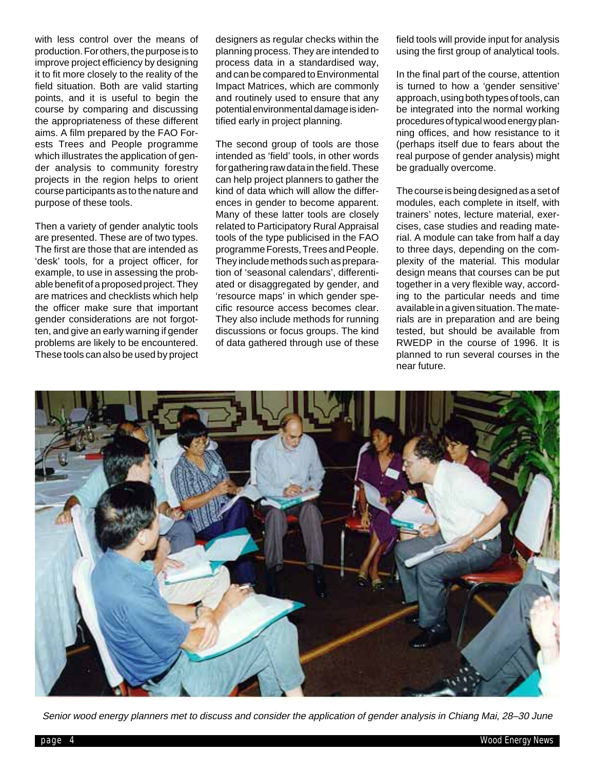with less control over the means of production. For others, the purpose is to improve project efficiency by designing it to fit more closely to the reality of the field situation. Both are valid starting points, and it is useful to begin the course by comparing and discussing the appropriateness of these different aims. A film prepared by the FAO Forests Trees and People programme which illustrates the application of gender analysis to community forestry projects in the region helps to orient course participants as to the nature and purpose of these tools.

Then a variety of gender analytic tools are presented. These are of two types. The first are those that are intended as 'desk' tools, for a project officer, for example, to use in assessing the probable benefit of a proposed project. They are matrices and checklists which help the officer make sure that important gender considerations are not forgotten, and give an early warning if gender problems are likely to be encountered. These tools can also be used by project designers as regular checks within the planning process. They are intended to process data in a standardised way, and can be compared to Environmental Impact Matrices, which are commonly and routinely used to ensure that any potential environmental damage is identified early in project planning.

The second group of tools are those intended as 'field' tools, in other words for gathering raw data in the field. These can help project planners to gather the kind of data which will allow the differences in gender to become apparent. Many of these latter tools are closely related to Participatory Rural Appraisal tools of the type publicised in the FAO programme Forests, Trees and People. They include methods such as preparation of 'seasonal calendars', differentiated or disaggregated by gender, and 'resource maps' in which gender specific resource access becomes clear. They also include methods for running discussions or focus groups. The kind of data gathered through use of these field tools will provide input for analysis using the first group of analytical tools.

In the final part of the course, attention is turned to how a 'gender sensitive' approach, using both types of tools, can be integrated into the normal working procedures of typical wood energy planning offices, and how resistance to it (perhaps itself due to fears about the real purpose of gender analysis) might be gradually overcome.

The course is being designed as a set of modules, each complete in itself, with trainers' notes, lecture material, exercises, case studies and reading material. A module can take from half a day to three days, depending on the complexity of the material. This modular design means that courses can be put together in a very flexible way, according to the particular needs and time available in a given situation. The materials are in preparation and are being tested, but should be available from RWEDP in the course of 1996. It is planned to run several courses in the near future.

*Senior wood energy planners met to discuss and consider the application of gender analysis in Chiang Mai, 28–30 June*